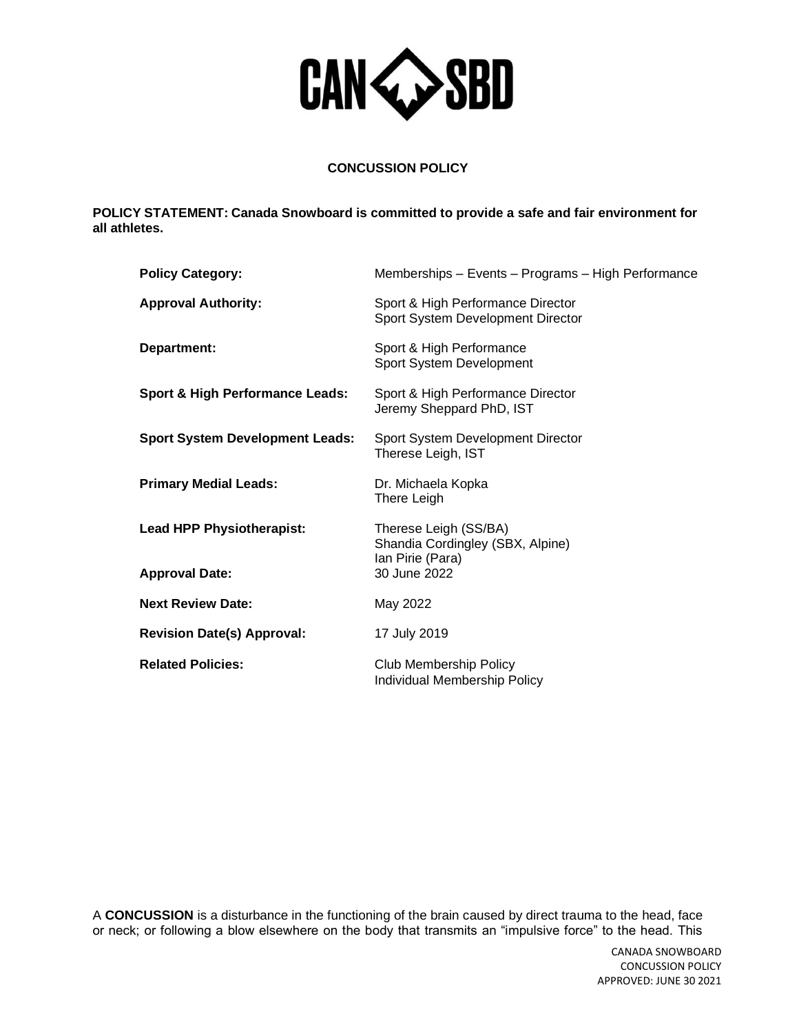CAN SBD

**CONCUSSION POLICY**

**POLICY STATEMENT: Canada Snowboard is committed to provide a safe and fair environment for all athletes.**

| | |
|---|---|
| **Policy Category:** | Memberships – Events – Programs – High Performance |
| **Approval Authority:** | Sport & High Performance Director<br>Sport System Development Director |
| **Department:** | Sport & High Performance<br>Sport System Development |
| **Sport & High Performance Leads:** | Sport & High Performance Director<br>Jeremy Sheppard PhD, IST |
| **Sport System Development Leads:** | Sport System Development Director<br>Therese Leigh, IST |
| **Primary Medial Leads:** | Dr. Michaela Kopka<br>There Leigh |
| **Lead HPP Physiotherapist:** | Therese Leigh (SS/BA)<br>Shandia Cordingley (SBX, Alpine)<br>Ian Pirie (Para) |
| **Approval Date:** | 30 June 2022 |
| **Next Review Date:** | May 2022 |
| **Revision Date(s) Approval:** | 17 July 2019 |
| **Related Policies:** | Club Membership Policy<br>Individual Membership Policy |

A **CONCUSSION** is a disturbance in the functioning of the brain caused by direct trauma to the head, face or neck; or following a blow elsewhere on the body that transmits an "impulsive force" to the head. This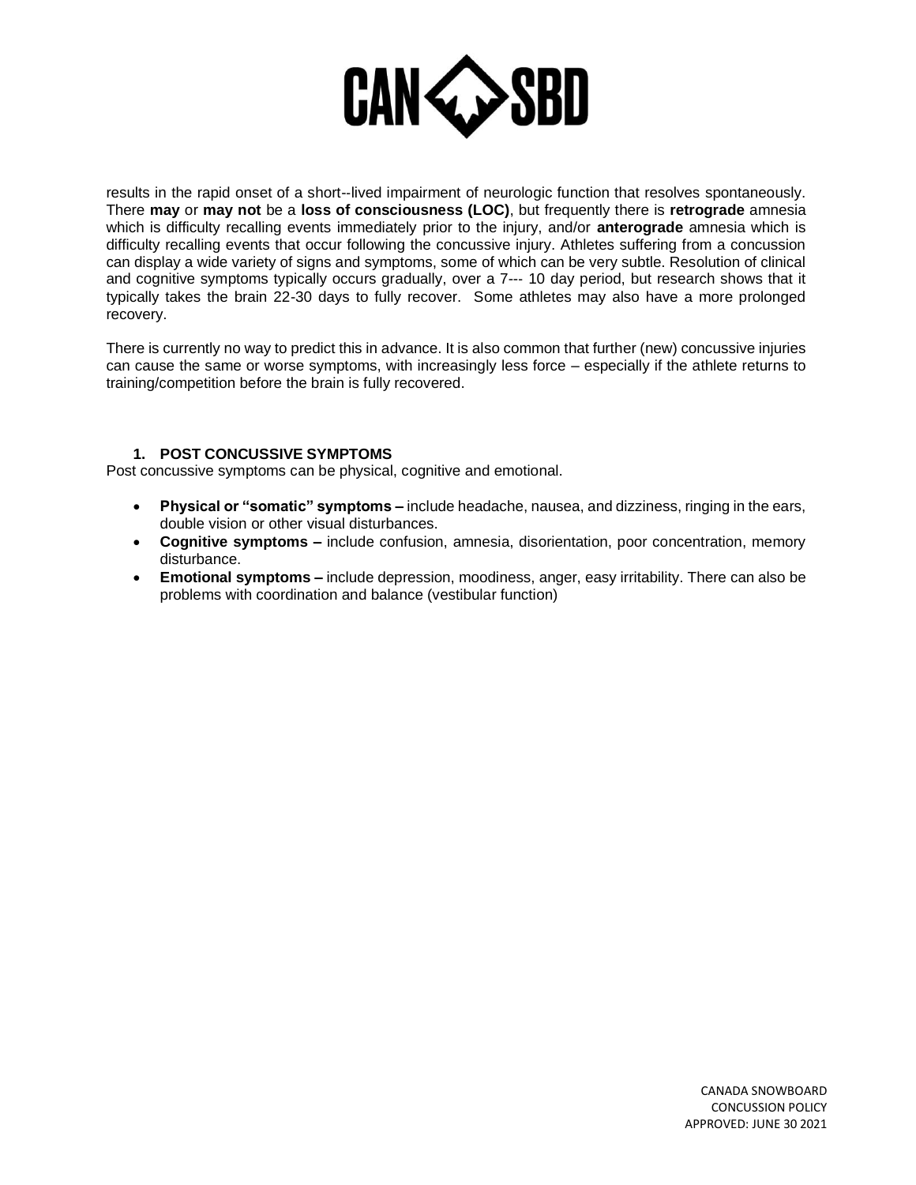results in the rapid onset of a short--lived impairment of neurologic function that resolves spontaneously. There **may** or **may not** be a **loss of consciousness (LOC)**, but frequently there is **retrograde** amnesia which is difficulty recalling events immediately prior to the injury, and/or **anterograde** amnesia which is difficulty recalling events that occur following the concussive injury. Athletes suffering from a concussion can display a wide variety of signs and symptoms, some of which can be very subtle. Resolution of clinical and cognitive symptoms typically occurs gradually, over a 7--- 10 day period, but research shows that it typically takes the brain 22-30 days to fully recover. Some athletes may also have a more prolonged recovery.

There is currently no way to predict this in advance. It is also common that further (new) concussive injuries can cause the same or worse symptoms, with increasingly less force – especially if the athlete returns to training/competition before the brain is fully recovered.

## 1. POST CONCUSSIVE SYMPTOMS

Post concussive symptoms can be physical, cognitive and emotional.

- **Physical or "somatic" symptoms –** include headache, nausea, and dizziness, ringing in the ears, double vision or other visual disturbances.
- **Cognitive symptoms –** include confusion, amnesia, disorientation, poor concentration, memory disturbance.
- **Emotional symptoms –** include depression, moodiness, anger, easy irritability. There can also be problems with coordination and balance (vestibular function)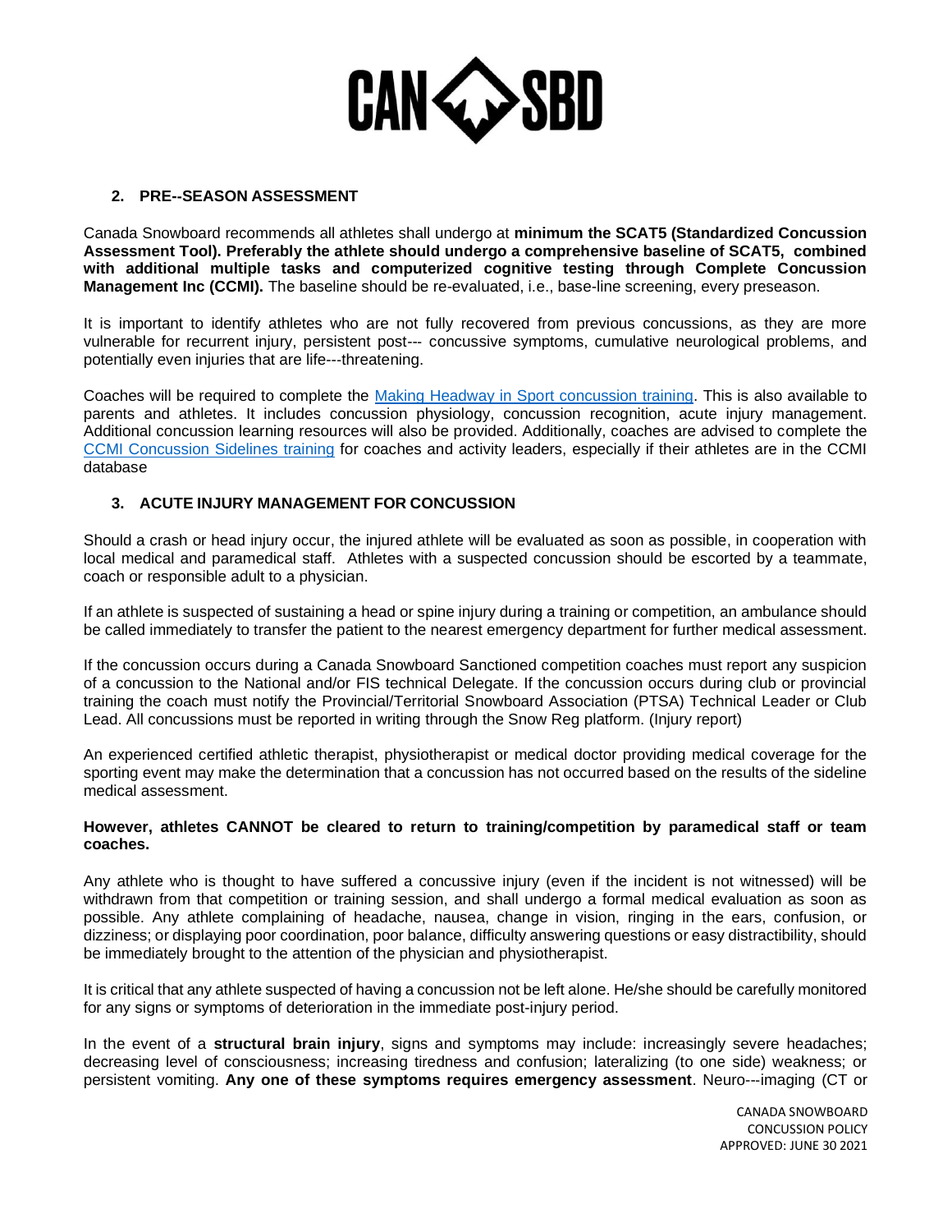## 2. PRE--SEASON ASSESSMENT

Canada Snowboard recommends all athletes shall undergo at **minimum the SCAT5 (Standardized Concussion Assessment Tool). Preferably the athlete should undergo a comprehensive baseline of SCAT5, combined with additional multiple tasks and computerized cognitive testing through Complete Concussion Management Inc (CCMI).** The baseline should be re-evaluated, i.e., base-line screening, every preseason.

It is important to identify athletes who are not fully recovered from previous concussions, as they are more vulnerable for recurrent injury, persistent post--- concussive symptoms, cumulative neurological problems, and potentially even injuries that are life---threatening.

Coaches will be required to complete the [Making Headway in Sport concussion training](). This is also available to parents and athletes. It includes concussion physiology, concussion recognition, acute injury management. Additional concussion learning resources will also be provided. Additionally, coaches are advised to complete the [CCMI Concussion Sidelines training]() for coaches and activity leaders, especially if their athletes are in the CCMI database

## 3. ACUTE INJURY MANAGEMENT FOR CONCUSSION

Should a crash or head injury occur, the injured athlete will be evaluated as soon as possible, in cooperation with local medical and paramedical staff. Athletes with a suspected concussion should be escorted by a teammate, coach or responsible adult to a physician.

If an athlete is suspected of sustaining a head or spine injury during a training or competition, an ambulance should be called immediately to transfer the patient to the nearest emergency department for further medical assessment.

If the concussion occurs during a Canada Snowboard Sanctioned competition coaches must report any suspicion of a concussion to the National and/or FIS technical Delegate. If the concussion occurs during club or provincial training the coach must notify the Provincial/Territorial Snowboard Association (PTSA) Technical Leader or Club Lead. All concussions must be reported in writing through the Snow Reg platform. (Injury report)

An experienced certified athletic therapist, physiotherapist or medical doctor providing medical coverage for the sporting event may make the determination that a concussion has not occurred based on the results of the sideline medical assessment.

**However, athletes CANNOT be cleared to return to training/competition by paramedical staff or team coaches.**

Any athlete who is thought to have suffered a concussive injury (even if the incident is not witnessed) will be withdrawn from that competition or training session, and shall undergo a formal medical evaluation as soon as possible. Any athlete complaining of headache, nausea, change in vision, ringing in the ears, confusion, or dizziness; or displaying poor coordination, poor balance, difficulty answering questions or easy distractibility, should be immediately brought to the attention of the physician and physiotherapist.

It is critical that any athlete suspected of having a concussion not be left alone. He/she should be carefully monitored for any signs or symptoms of deterioration in the immediate post-injury period.

In the event of a **structural brain injury**, signs and symptoms may include: increasingly severe headaches; decreasing level of consciousness; increasing tiredness and confusion; lateralizing (to one side) weakness; or persistent vomiting. **Any one of these symptoms requires emergency assessment**. Neuro---imaging (CT or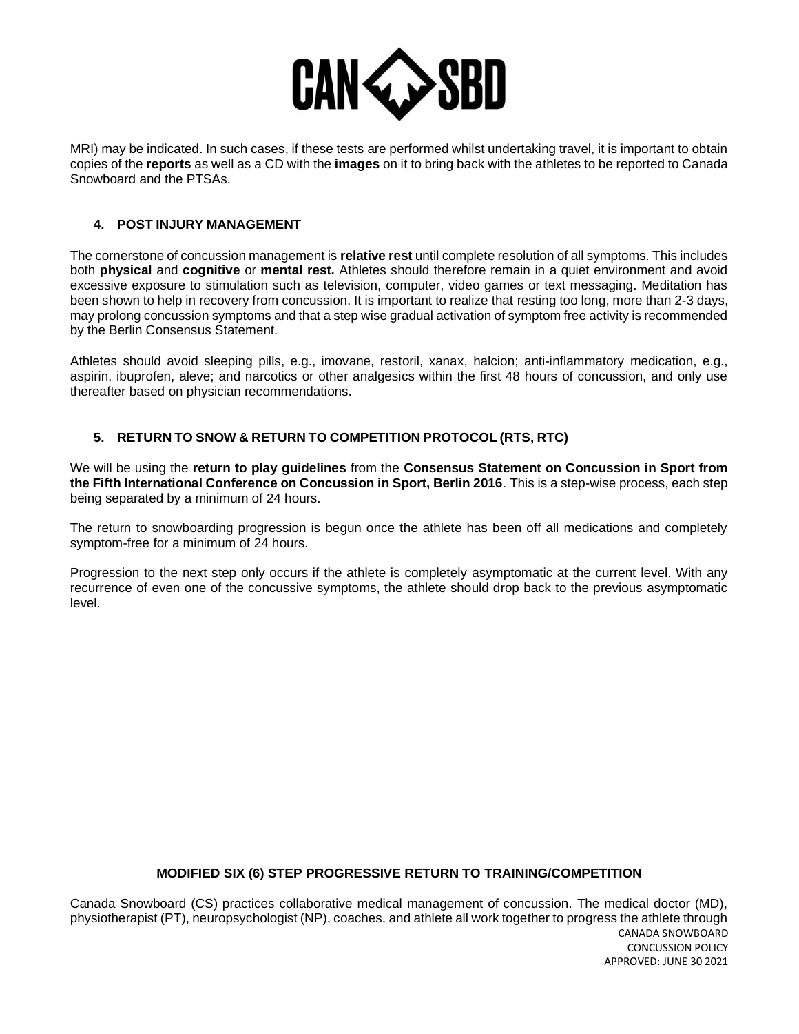MRI) may be indicated. In such cases, if these tests are performed whilst undertaking travel, it is important to obtain copies of the **reports** as well as a CD with the **images** on it to bring back with the athletes to be reported to Canada Snowboard and the PTSAs.

## 4. POST INJURY MANAGEMENT

The cornerstone of concussion management is **relative rest** until complete resolution of all symptoms. This includes both **physical** and **cognitive** or **mental rest.** Athletes should therefore remain in a quiet environment and avoid excessive exposure to stimulation such as television, computer, video games or text messaging. Meditation has been shown to help in recovery from concussion. It is important to realize that resting too long, more than 2-3 days, may prolong concussion symptoms and that a step wise gradual activation of symptom free activity is recommended by the Berlin Consensus Statement.

Athletes should avoid sleeping pills, e.g., imovane, restoril, xanax, halcion; anti-inflammatory medication, e.g., aspirin, ibuprofen, aleve; and narcotics or other analgesics within the first 48 hours of concussion, and only use thereafter based on physician recommendations.

## 5. RETURN TO SNOW & RETURN TO COMPETITION PROTOCOL (RTS, RTC)

We will be using the **return to play guidelines** from the **Consensus Statement on Concussion in Sport from the Fifth International Conference on Concussion in Sport, Berlin 2016**. This is a step-wise process, each step being separated by a minimum of 24 hours.

The return to snowboarding progression is begun once the athlete has been off all medications and completely symptom-free for a minimum of 24 hours.

Progression to the next step only occurs if the athlete is completely asymptomatic at the current level. With any recurrence of even one of the concussive symptoms, the athlete should drop back to the previous asymptomatic level.

### MODIFIED SIX (6) STEP PROGRESSIVE RETURN TO TRAINING/COMPETITION

Canada Snowboard (CS) practices collaborative medical management of concussion. The medical doctor (MD), physiotherapist (PT), neuropsychologist (NP), coaches, and athlete all work together to progress the athlete through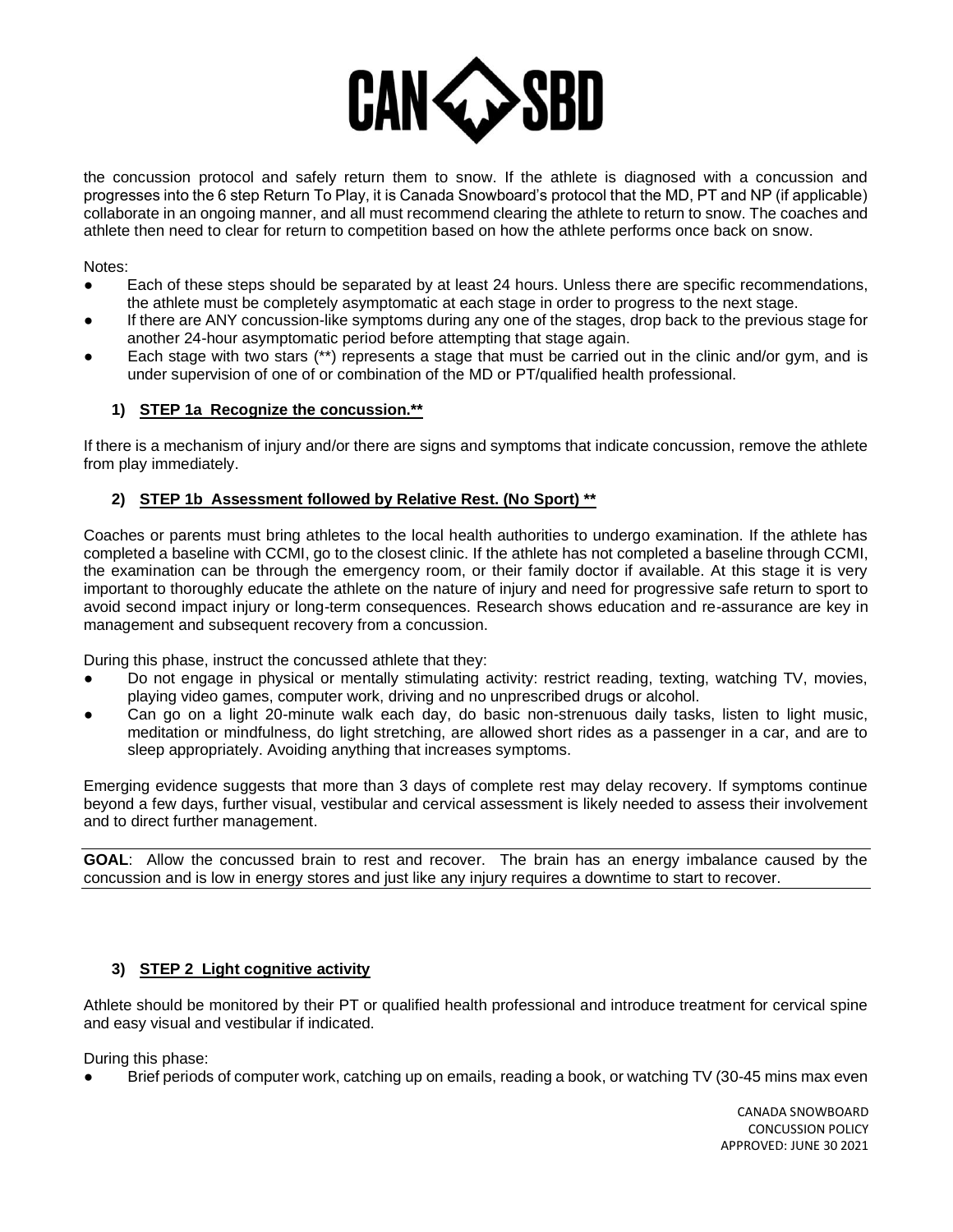the concussion protocol and safely return them to snow. If the athlete is diagnosed with a concussion and progresses into the 6 step Return To Play, it is Canada Snowboard's protocol that the MD, PT and NP (if applicable) collaborate in an ongoing manner, and all must recommend clearing the athlete to return to snow. The coaches and athlete then need to clear for return to competition based on how the athlete performs once back on snow.

Notes:

- Each of these steps should be separated by at least 24 hours. Unless there are specific recommendations, the athlete must be completely asymptomatic at each stage in order to progress to the next stage.
- If there are ANY concussion-like symptoms during any one of the stages, drop back to the previous stage for another 24-hour asymptomatic period before attempting that stage again.
- Each stage with two stars (**) represents a stage that must be carried out in the clinic and/or gym, and is under supervision of one of or combination of the MD or PT/qualified health professional.

### 1) STEP 1a Recognize the concussion.**

If there is a mechanism of injury and/or there are signs and symptoms that indicate concussion, remove the athlete from play immediately.

### 2) STEP 1b Assessment followed by Relative Rest. (No Sport) **

Coaches or parents must bring athletes to the local health authorities to undergo examination. If the athlete has completed a baseline with CCMI, go to the closest clinic. If the athlete has not completed a baseline through CCMI, the examination can be through the emergency room, or their family doctor if available. At this stage it is very important to thoroughly educate the athlete on the nature of injury and need for progressive safe return to sport to avoid second impact injury or long-term consequences. Research shows education and re-assurance are key in management and subsequent recovery from a concussion.

During this phase, instruct the concussed athlete that they:

- Do not engage in physical or mentally stimulating activity: restrict reading, texting, watching TV, movies, playing video games, computer work, driving and no unprescribed drugs or alcohol.
- Can go on a light 20-minute walk each day, do basic non-strenuous daily tasks, listen to light music, meditation or mindfulness, do light stretching, are allowed short rides as a passenger in a car, and are to sleep appropriately. Avoiding anything that increases symptoms.

Emerging evidence suggests that more than 3 days of complete rest may delay recovery. If symptoms continue beyond a few days, further visual, vestibular and cervical assessment is likely needed to assess their involvement and to direct further management.

**GOAL**: Allow the concussed brain to rest and recover. The brain has an energy imbalance caused by the concussion and is low in energy stores and just like any injury requires a downtime to start to recover.

### 3) STEP 2 Light cognitive activity

Athlete should be monitored by their PT or qualified health professional and introduce treatment for cervical spine and easy visual and vestibular if indicated.

During this phase:

- Brief periods of computer work, catching up on emails, reading a book, or watching TV (30-45 mins max even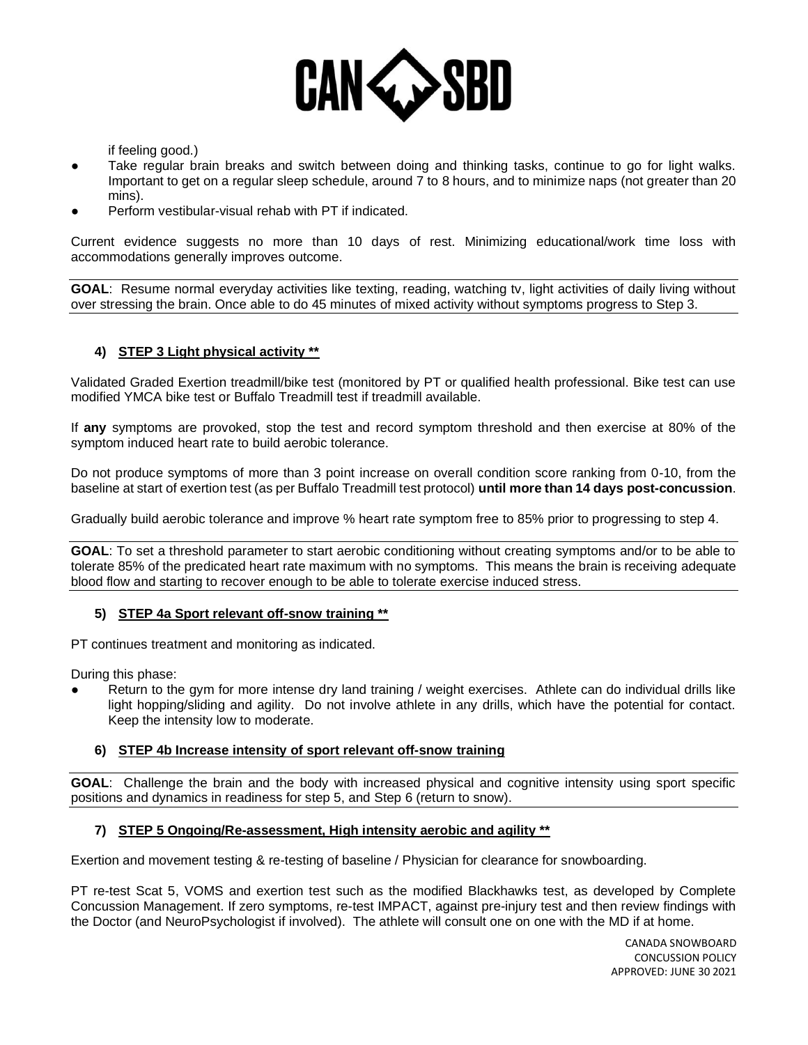if feeling good.)

- Take regular brain breaks and switch between doing and thinking tasks, continue to go for light walks. Important to get on a regular sleep schedule, around 7 to 8 hours, and to minimize naps (not greater than 20 mins).
- Perform vestibular-visual rehab with PT if indicated.

Current evidence suggests no more than 10 days of rest. Minimizing educational/work time loss with accommodations generally improves outcome.

**GOAL**: Resume normal everyday activities like texting, reading, watching tv, light activities of daily living without over stressing the brain. Once able to do 45 minutes of mixed activity without symptoms progress to Step 3.

### 4) STEP 3 Light physical activity **

Validated Graded Exertion treadmill/bike test (monitored by PT or qualified health professional. Bike test can use modified YMCA bike test or Buffalo Treadmill test if treadmill available.

If **any** symptoms are provoked, stop the test and record symptom threshold and then exercise at 80% of the symptom induced heart rate to build aerobic tolerance.

Do not produce symptoms of more than 3 point increase on overall condition score ranking from 0-10, from the baseline at start of exertion test (as per Buffalo Treadmill test protocol) **until more than 14 days post-concussion**.

Gradually build aerobic tolerance and improve % heart rate symptom free to 85% prior to progressing to step 4.

**GOAL**: To set a threshold parameter to start aerobic conditioning without creating symptoms and/or to be able to tolerate 85% of the predicated heart rate maximum with no symptoms. This means the brain is receiving adequate blood flow and starting to recover enough to be able to tolerate exercise induced stress.

### 5) STEP 4a Sport relevant off-snow training **

PT continues treatment and monitoring as indicated.

During this phase:

- Return to the gym for more intense dry land training / weight exercises. Athlete can do individual drills like light hopping/sliding and agility. Do not involve athlete in any drills, which have the potential for contact. Keep the intensity low to moderate.

### 6) STEP 4b Increase intensity of sport relevant off-snow training

**GOAL**: Challenge the brain and the body with increased physical and cognitive intensity using sport specific positions and dynamics in readiness for step 5, and Step 6 (return to snow).

### 7) STEP 5 Ongoing/Re-assessment, High intensity aerobic and agility **

Exertion and movement testing & re-testing of baseline / Physician for clearance for snowboarding.

PT re-test Scat 5, VOMS and exertion test such as the modified Blackhawks test, as developed by Complete Concussion Management. If zero symptoms, re-test IMPACT, against pre-injury test and then review findings with the Doctor (and NeuroPsychologist if involved). The athlete will consult one on one with the MD if at home.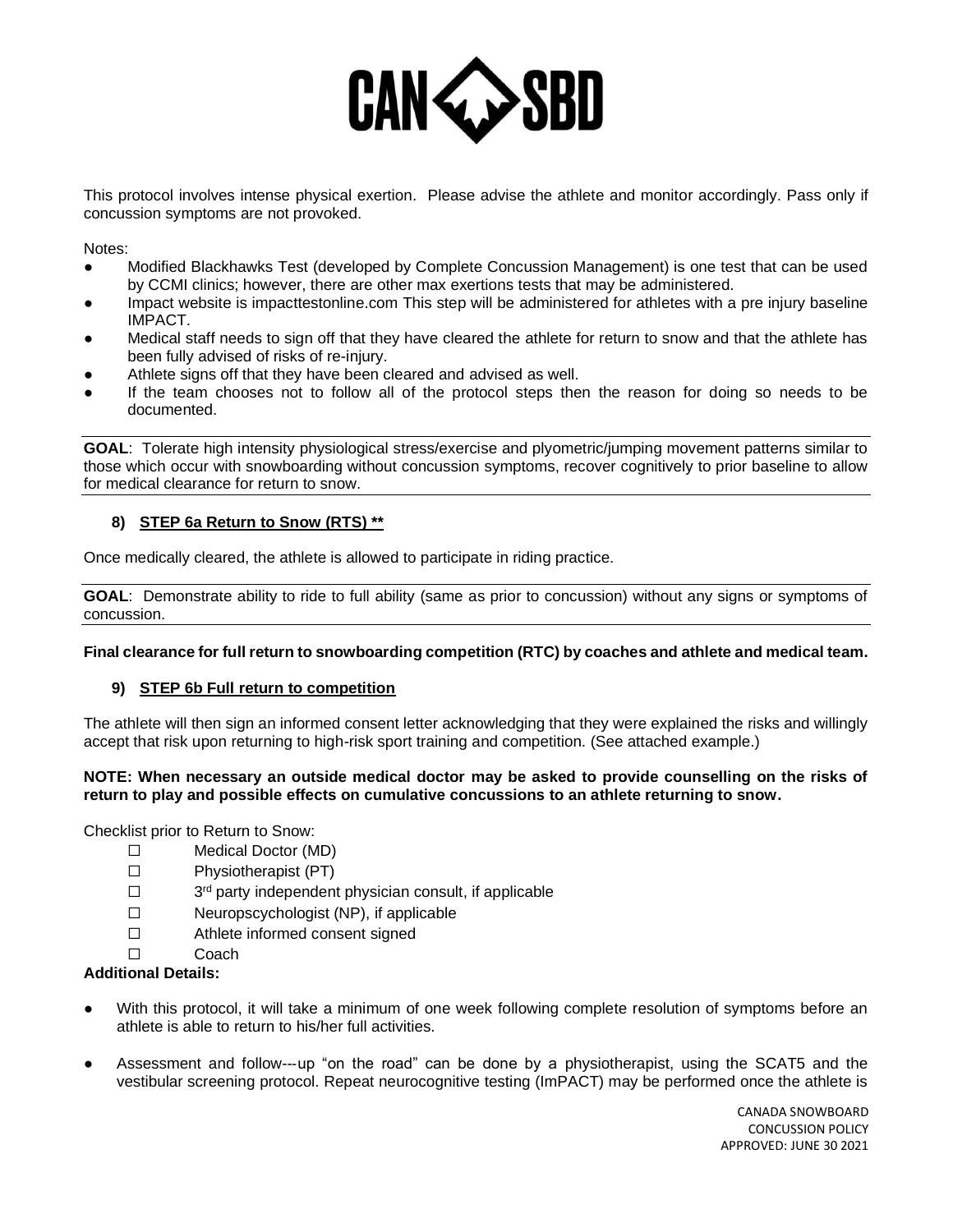This protocol involves intense physical exertion. Please advise the athlete and monitor accordingly. Pass only if concussion symptoms are not provoked.

Notes:

- Modified Blackhawks Test (developed by Complete Concussion Management) is one test that can be used by CCMI clinics; however, there are other max exertions tests that may be administered.
- Impact website is impacttestonline.com This step will be administered for athletes with a pre injury baseline IMPACT.
- Medical staff needs to sign off that they have cleared the athlete for return to snow and that the athlete has been fully advised of risks of re-injury.
- Athlete signs off that they have been cleared and advised as well.
- If the team chooses not to follow all of the protocol steps then the reason for doing so needs to be documented.

**GOAL**: Tolerate high intensity physiological stress/exercise and plyometric/jumping movement patterns similar to those which occur with snowboarding without concussion symptoms, recover cognitively to prior baseline to allow for medical clearance for return to snow.

### 8) STEP 6a Return to Snow (RTS) **

Once medically cleared, the athlete is allowed to participate in riding practice.

**GOAL**: Demonstrate ability to ride to full ability (same as prior to concussion) without any signs or symptoms of concussion.

**Final clearance for full return to snowboarding competition (RTC) by coaches and athlete and medical team.**

### 9) STEP 6b Full return to competition

The athlete will then sign an informed consent letter acknowledging that they were explained the risks and willingly accept that risk upon returning to high-risk sport training and competition. (See attached example.)

**NOTE: When necessary an outside medical doctor may be asked to provide counselling on the risks of return to play and possible effects on cumulative concussions to an athlete returning to snow.**

Checklist prior to Return to Snow:

- ☐ Medical Doctor (MD)
- ☐ Physiotherapist (PT)
- ☐ 3rd party independent physician consult, if applicable
- ☐ Neuropscychologist (NP), if applicable
- ☐ Athlete informed consent signed
- ☐ Coach

**Additional Details:**

- With this protocol, it will take a minimum of one week following complete resolution of symptoms before an athlete is able to return to his/her full activities.
- Assessment and follow---up "on the road" can be done by a physiotherapist, using the SCAT5 and the vestibular screening protocol. Repeat neurocognitive testing (ImPACT) may be performed once the athlete is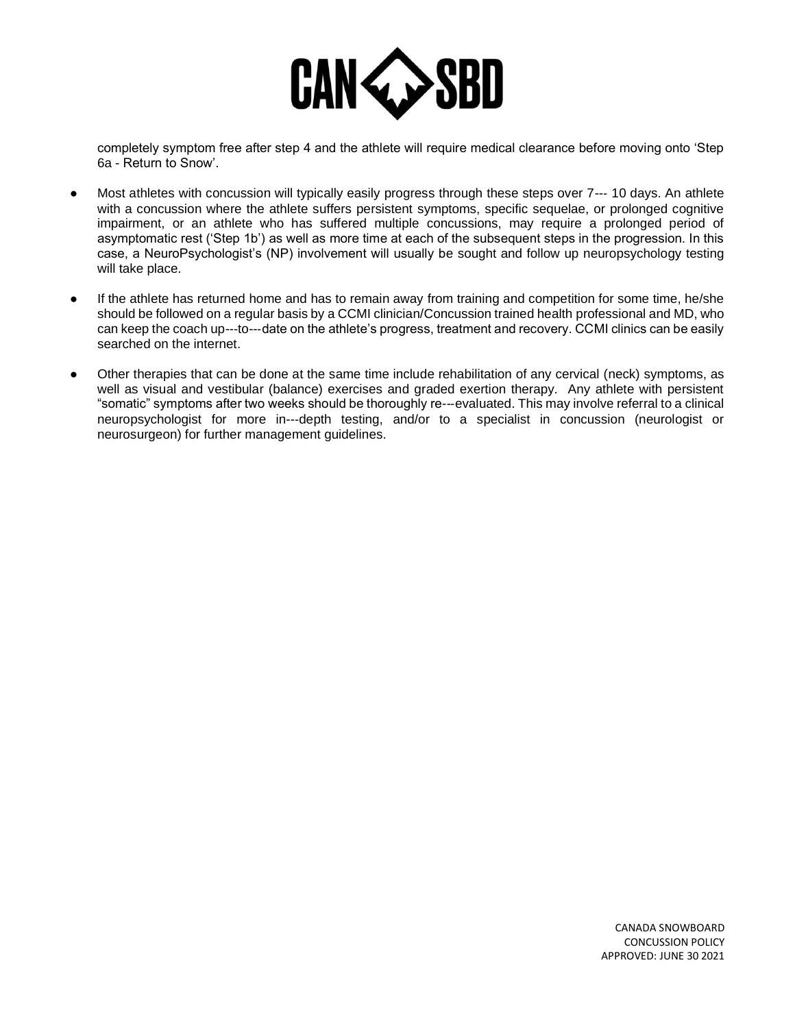completely symptom free after step 4 and the athlete will require medical clearance before moving onto 'Step 6a - Return to Snow'.

- Most athletes with concussion will typically easily progress through these steps over 7--- 10 days. An athlete with a concussion where the athlete suffers persistent symptoms, specific sequelae, or prolonged cognitive impairment, or an athlete who has suffered multiple concussions, may require a prolonged period of asymptomatic rest ('Step 1b') as well as more time at each of the subsequent steps in the progression. In this case, a NeuroPsychologist's (NP) involvement will usually be sought and follow up neuropsychology testing will take place.

- If the athlete has returned home and has to remain away from training and competition for some time, he/she should be followed on a regular basis by a CCMI clinician/Concussion trained health professional and MD, who can keep the coach up---to---date on the athlete's progress, treatment and recovery. CCMI clinics can be easily searched on the internet.

- Other therapies that can be done at the same time include rehabilitation of any cervical (neck) symptoms, as well as visual and vestibular (balance) exercises and graded exertion therapy. Any athlete with persistent "somatic" symptoms after two weeks should be thoroughly re---evaluated. This may involve referral to a clinical neuropsychologist for more in---depth testing, and/or to a specialist in concussion (neurologist or neurosurgeon) for further management guidelines.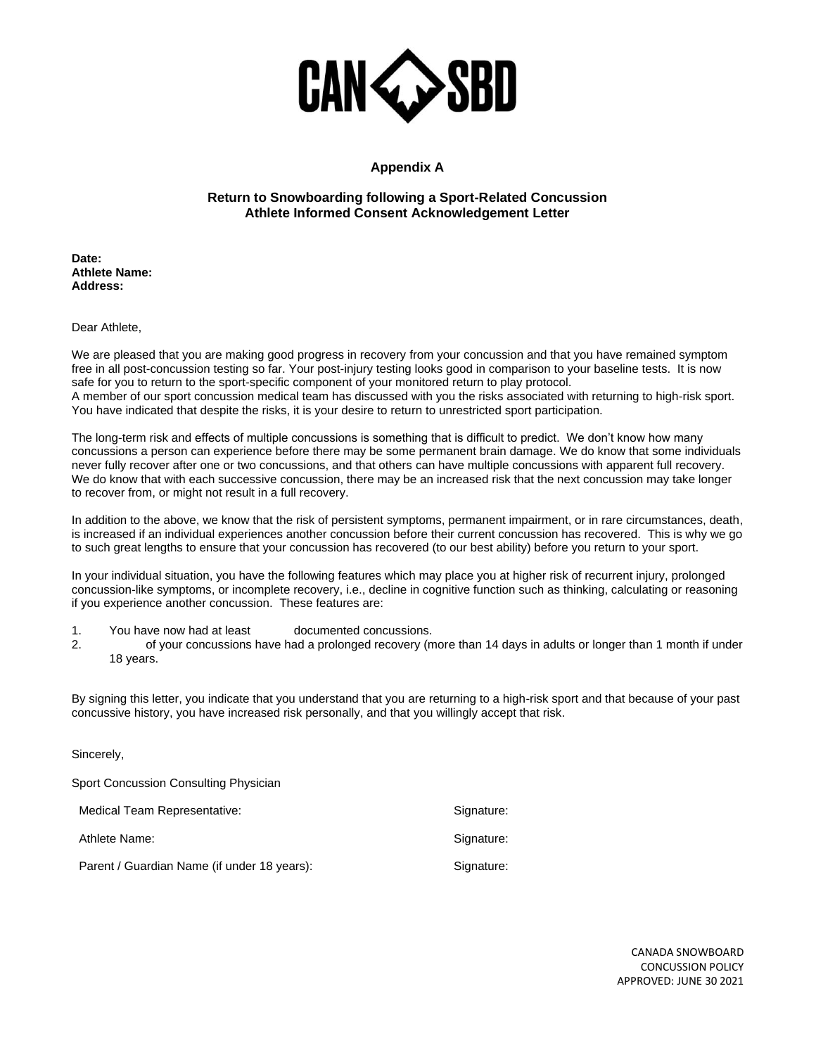CAN SBD

## Appendix A

### Return to Snowboarding following a Sport-Related Concussion
### Athlete Informed Consent Acknowledgement Letter

**Date:**
**Athlete Name:**
**Address:**

Dear Athlete,

We are pleased that you are making good progress in recovery from your concussion and that you have remained symptom free in all post-concussion testing so far. Your post-injury testing looks good in comparison to your baseline tests. It is now safe for you to return to the sport-specific component of your monitored return to play protocol.
A member of our sport concussion medical team has discussed with you the risks associated with returning to high-risk sport. You have indicated that despite the risks, it is your desire to return to unrestricted sport participation.

The long-term risk and effects of multiple concussions is something that is difficult to predict. We don't know how many concussions a person can experience before there may be some permanent brain damage. We do know that some individuals never fully recover after one or two concussions, and that others can have multiple concussions with apparent full recovery. We do know that with each successive concussion, there may be an increased risk that the next concussion may take longer to recover from, or might not result in a full recovery.

In addition to the above, we know that the risk of persistent symptoms, permanent impairment, or in rare circumstances, death, is increased if an individual experiences another concussion before their current concussion has recovered. This is why we go to such great lengths to ensure that your concussion has recovered (to our best ability) before you return to your sport.

In your individual situation, you have the following features which may place you at higher risk of recurrent injury, prolonged concussion-like symptoms, or incomplete recovery, i.e., decline in cognitive function such as thinking, calculating or reasoning if you experience another concussion. These features are:

1. You have now had at least documented concussions.
2. of your concussions have had a prolonged recovery (more than 14 days in adults or longer than 1 month if under 18 years.

By signing this letter, you indicate that you understand that you are returning to a high-risk sport and that because of your past concussive history, you have increased risk personally, and that you willingly accept that risk.

Sincerely,

Sport Concussion Consulting Physician

| | |
|---|---|
| Medical Team Representative: | Signature: |
| Athlete Name: | Signature: |
| Parent / Guardian Name (if under 18 years): | Signature: |

CANADA SNOWBOARD
CONCUSSION POLICY
APPROVED: JUNE 30 2021